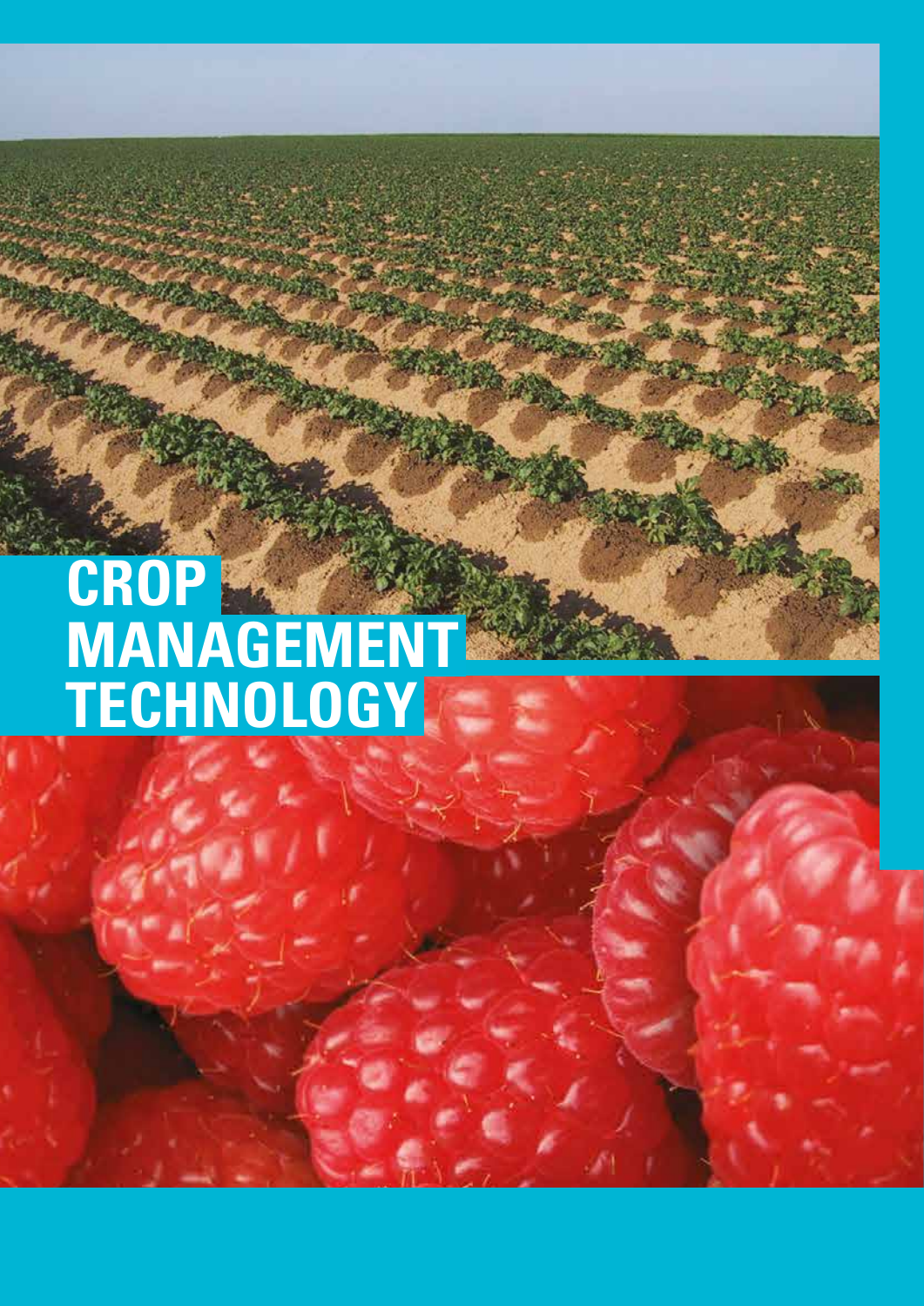# CROP MANAGEMENT TECHNOLOGY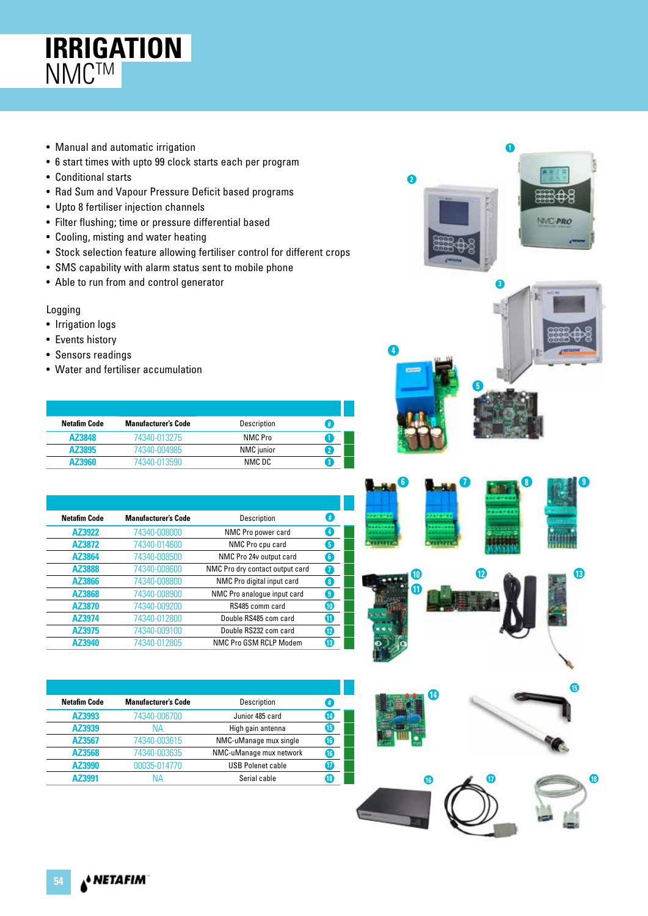# IRRIGATION

## NMC™

- Manual and automatic irrigation
- 6 start times with upto 99 clock starts each per program
- Conditional starts
- Rad Sum and Vapour Pressure Deficit based programs
- Upto 8 fertiliser injection channels
- Filter flushing; time or pressure differential based
- Cooling, misting and water heating
- Stock selection feature allowing fertiliser control for different crops
- SMS capability with alarm status sent to mobile phone
- Able to run from and control generator

Logging

- Irrigation logs
- Events history
- Sensors readings
- Water and fertiliser accumulation

| Netafim Code | Manufacturer's Code | Description | # |
|---|---|---|---|
| AZ3848 | 74340-013275 | NMC Pro | 1 |
| AZ3895 | 74340-004985 | NMC junior | 2 |
| AZ3960 | 74340-013590 | NMC DC | 3 |

| Netafim Code | Manufacturer's Code | Description | # |
|---|---|---|---|
| AZ3922 | 74340-008000 | NMC Pro power card | 4 |
| AZ3872 | 74340-014600 | NMC Pro cpu card | 5 |
| AZ3864 | 74340-008500 | NMC Pro 24v output card | 6 |
| AZ3888 | 74340-008600 | NMC Pro dry contact output card | 7 |
| AZ3866 | 74340-008800 | NMC Pro digital input card | 8 |
| AZ3868 | 74340-008900 | NMC Pro analogue input card | 9 |
| AZ3870 | 74340-009200 | RS485 comm card | 10 |
| AZ3974 | 74340-012800 | Double RS485 com card | 11 |
| AZ3975 | 74340-009100 | Double RS232 com card | 12 |
| AZ3940 | 74340-012805 | NMC Pro GSM RCLP Modem | 13 |

| Netafim Code | Manufacturer's Code | Description | # |
|---|---|---|---|
| AZ3993 | 74340-006700 | Junior 485 card | 14 |
| AZ3939 | NA | High gain antenna | 15 |
| AZ3567 | 74340-003615 | NMC-uManage mux single | 16 |
| AZ3568 | 74340-003635 | NMC-uManage mux network | 16 |
| AZ3990 | 00035-014770 | USB Polenet cable | 17 |
| AZ3991 | NA | Serial cable | 18 |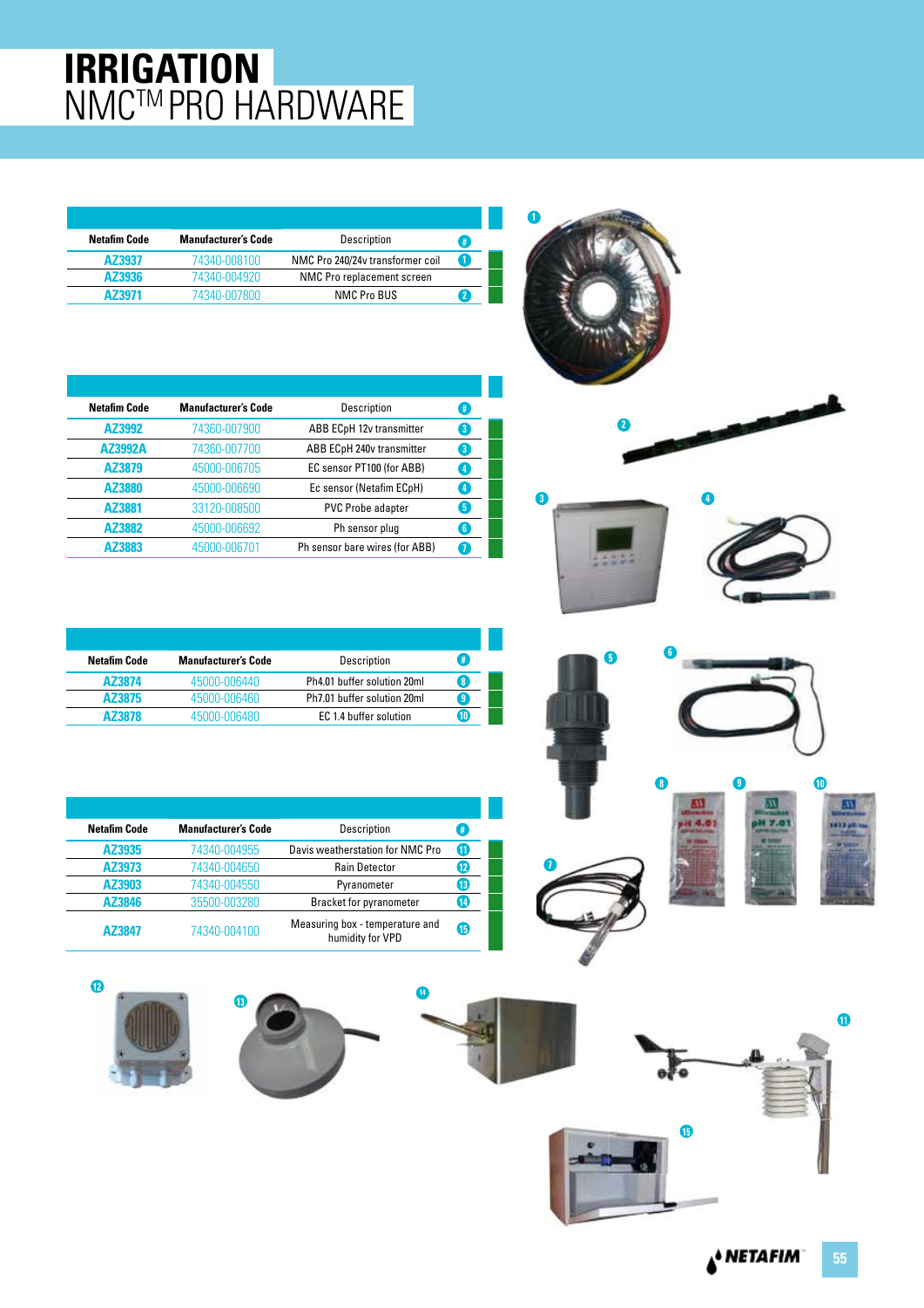# IRRIGATION
## NMC™ PRO HARDWARE

| Netafim Code | Manufacturer's Code | Description | # |
|---|---|---|---|
| AZ3937 | 74340-008100 | NMC Pro 240/24v transformer coil | 1 |
| AZ3936 | 74340-004920 | NMC Pro replacement screen | |
| AZ3971 | 74340-007800 | NMC Pro BUS | 2 |

| Netafim Code | Manufacturer's Code | Description | # |
|---|---|---|---|
| AZ3992 | 74360-007900 | ABB ECpH 12v transmitter | 3 |
| AZ3992A | 74360-007700 | ABB ECpH 240v transmitter | 3 |
| AZ3879 | 45000-006705 | EC sensor PT100 (for ABB) | 4 |
| AZ3880 | 45000-006690 | Ec sensor (Netafim ECpH) | 4 |
| AZ3881 | 33120-008500 | PVC Probe adapter | 5 |
| AZ3882 | 45000-006692 | Ph sensor plug | 6 |
| AZ3883 | 45000-006701 | Ph sensor bare wires (for ABB) | 7 |

| Netafim Code | Manufacturer's Code | Description | # |
|---|---|---|---|
| AZ3874 | 45000-006440 | Ph4.01 buffer solution 20ml | 8 |
| AZ3875 | 45000-006460 | Ph7.01 buffer solution 20ml | 9 |
| AZ3878 | 45000-006480 | EC 1.4 buffer solution | 10 |

| Netafim Code | Manufacturer's Code | Description | # |
|---|---|---|---|
| AZ3935 | 74340-004955 | Davis weatherstation for NMC Pro | 11 |
| AZ3973 | 74340-004650 | Rain Detector | 12 |
| AZ3903 | 74340-004550 | Pyranometer | 13 |
| AZ3846 | 35500-003280 | Bracket for pyranometer | 14 |
| AZ3847 | 74340-004100 | Measuring box - temperature and humidity for VPD | 15 |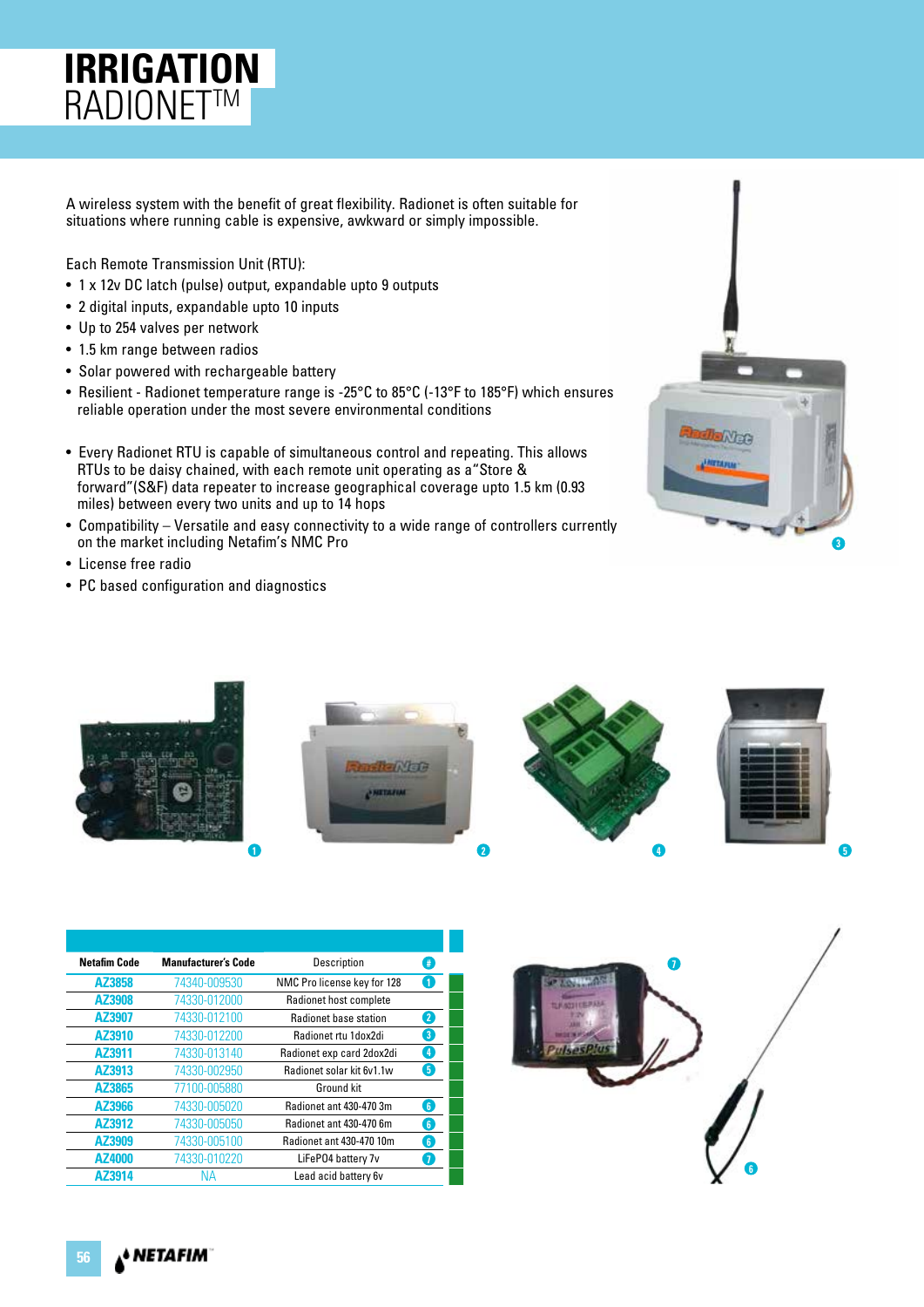# IRRIGATION
## RADIONET™

A wireless system with the benefit of great flexibility. Radionet is often suitable for situations where running cable is expensive, awkward or simply impossible.

Each Remote Transmission Unit (RTU):

- 1 x 12v DC latch (pulse) output, expandable upto 9 outputs
- 2 digital inputs, expandable upto 10 inputs
- Up to 254 valves per network
- 1.5 km range between radios
- Solar powered with rechargeable battery
- Resilient - Radionet temperature range is -25°C to 85°C (-13°F to 185°F) which ensures reliable operation under the most severe environmental conditions

- Every Radionet RTU is capable of simultaneous control and repeating. This allows RTUs to be daisy chained, with each remote unit operating as a"Store & forward"(S&F) data repeater to increase geographical coverage upto 1.5 km (0.93 miles) between every two units and up to 14 hops
- Compatibility – Versatile and easy connectivity to a wide range of controllers currently on the market including Netafim's NMC Pro
- License free radio
- PC based configuration and diagnostics

| Netafim Code | Manufacturer's Code | Description | # |
|---|---|---|---|
| AZ3858 | 74340-009530 | NMC Pro license key for 128 | 1 |
| AZ3908 | 74330-012000 | Radionet host complete | |
| AZ3907 | 74330-012100 | Radionet base station | 2 |
| AZ3910 | 74330-012200 | Radionet rtu 1dox2di | 3 |
| AZ3911 | 74330-013140 | Radionet exp card 2dox2di | 4 |
| AZ3913 | 74330-002950 | Radionet solar kit 6v1.1w | 5 |
| AZ3865 | 77100-005880 | Ground kit | |
| AZ3966 | 74330-005020 | Radionet ant 430-470 3m | 6 |
| AZ3912 | 74330-005050 | Radionet ant 430-470 6m | 6 |
| AZ3909 | 74330-005100 | Radionet ant 430-470 10m | 6 |
| AZ4000 | 74330-010220 | LiFePO4 battery 7v | 7 |
| AZ3914 | NA | Lead acid battery 6v | |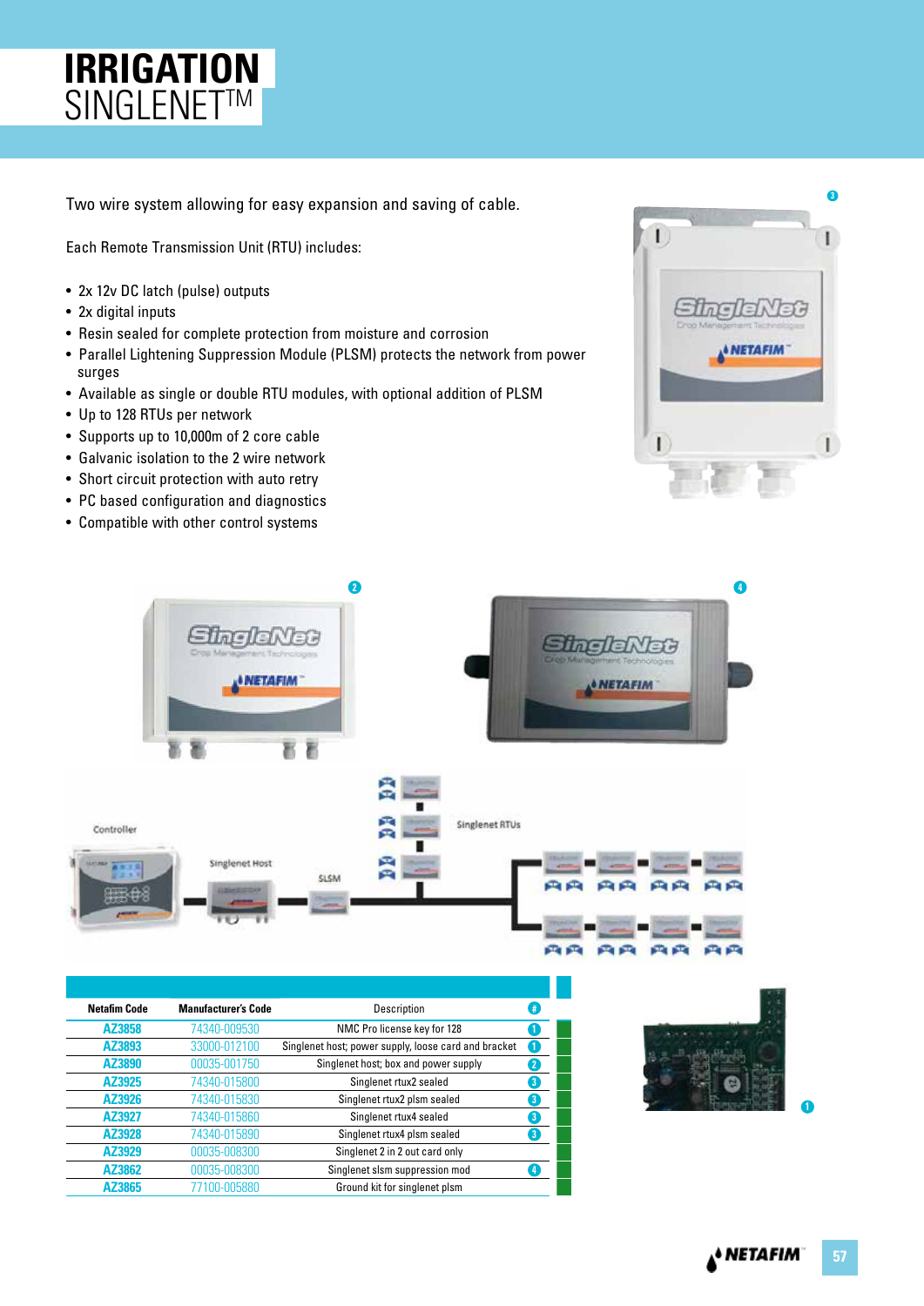# IRRIGATION SINGLENET™

Two wire system allowing for easy expansion and saving of cable.

Each Remote Transmission Unit (RTU) includes:

- 2x 12v DC latch (pulse) outputs
- 2x digital inputs
- Resin sealed for complete protection from moisture and corrosion
- Parallel Lightening Suppression Module (PLSM) protects the network from power surges
- Available as single or double RTU modules, with optional addition of PLSM
- Up to 128 RTUs per network
- Supports up to 10,000m of 2 core cable
- Galvanic isolation to the 2 wire network
- Short circuit protection with auto retry
- PC based configuration and diagnostics
- Compatible with other control systems

| Netafim Code | Manufacturer's Code | Description | # |
|---|---|---|---|
| AZ3858 | 74340-009530 | NMC Pro license key for 128 | 1 |
| AZ3893 | 33000-012100 | Singlenet host; power supply, loose card and bracket | 1 |
| AZ3890 | 00035-001750 | Singlenet host; box and power supply | 2 |
| AZ3925 | 74340-015800 | Singlenet rtux2 sealed | 3 |
| AZ3926 | 74340-015830 | Singlenet rtux2 plsm sealed | 3 |
| AZ3927 | 74340-015860 | Singlenet rtux4 sealed | 3 |
| AZ3928 | 74340-015890 | Singlenet rtux4 plsm sealed | 3 |
| AZ3929 | 00035-008300 | Singlenet 2 in 2 out card only | |
| AZ3862 | 00035-008300 | Singlenet slsm suppression mod | 4 |
| AZ3865 | 77100-005880 | Ground kit for singlenet plsm | |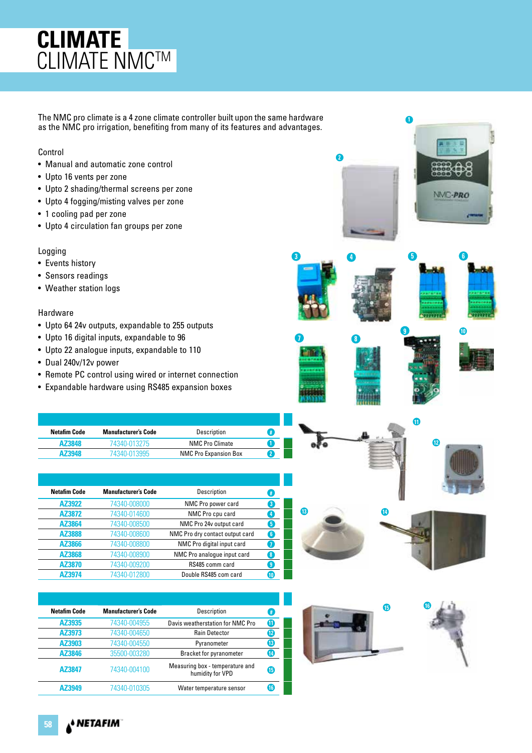# CLIMATE

## CLIMATE NMC™

The NMC pro climate is a 4 zone climate controller built upon the same hardware as the NMC pro irrigation, benefiting from many of its features and advantages.

Control

- Manual and automatic zone control
- Upto 16 vents per zone
- Upto 2 shading/thermal screens per zone
- Upto 4 fogging/misting valves per zone
- 1 cooling pad per zone
- Upto 4 circulation fan groups per zone

Logging

- Events history
- Sensors readings
- Weather station logs

Hardware

- Upto 64 24v outputs, expandable to 255 outputs
- Upto 16 digital inputs, expandable to 96
- Upto 22 analogue inputs, expandable to 110
- Dual 240v/12v power
- Remote PC control using wired or internet connection
- Expandable hardware using RS485 expansion boxes

| Netafim Code | Manufacturer's Code | Description | # |
|---|---|---|---|
| AZ3848 | 74340-013275 | NMC Pro Climate | 1 |
| AZ3948 | 74340-013995 | NMC Pro Expansion Box | 2 |

| Netafim Code | Manufacturer's Code | Description | # |
|---|---|---|---|
| AZ3922 | 74340-008000 | NMC Pro power card | 3 |
| AZ3872 | 74340-014600 | NMC Pro cpu card | 4 |
| AZ3864 | 74340-008500 | NMC Pro 24v output card | 5 |
| AZ3888 | 74340-008600 | NMC Pro dry contact output card | 6 |
| AZ3866 | 74340-008800 | NMC Pro digital input card | 7 |
| AZ3868 | 74340-008900 | NMC Pro analogue input card | 8 |
| AZ3870 | 74340-009200 | RS485 comm card | 9 |
| AZ3974 | 74340-012800 | Double RS485 com card | 10 |

| Netafim Code | Manufacturer's Code | Description | # |
|---|---|---|---|
| AZ3935 | 74340-004955 | Davis weatherstation for NMC Pro | 11 |
| AZ3973 | 74340-004650 | Rain Detector | 12 |
| AZ3903 | 74340-004550 | Pyranometer | 13 |
| AZ3846 | 35500-003280 | Bracket for pyranometer | 14 |
| AZ3847 | 74340-004100 | Measuring box - temperature and humidity for VPD | 15 |
| AZ3949 | 74340-010305 | Water temperature sensor | 16 |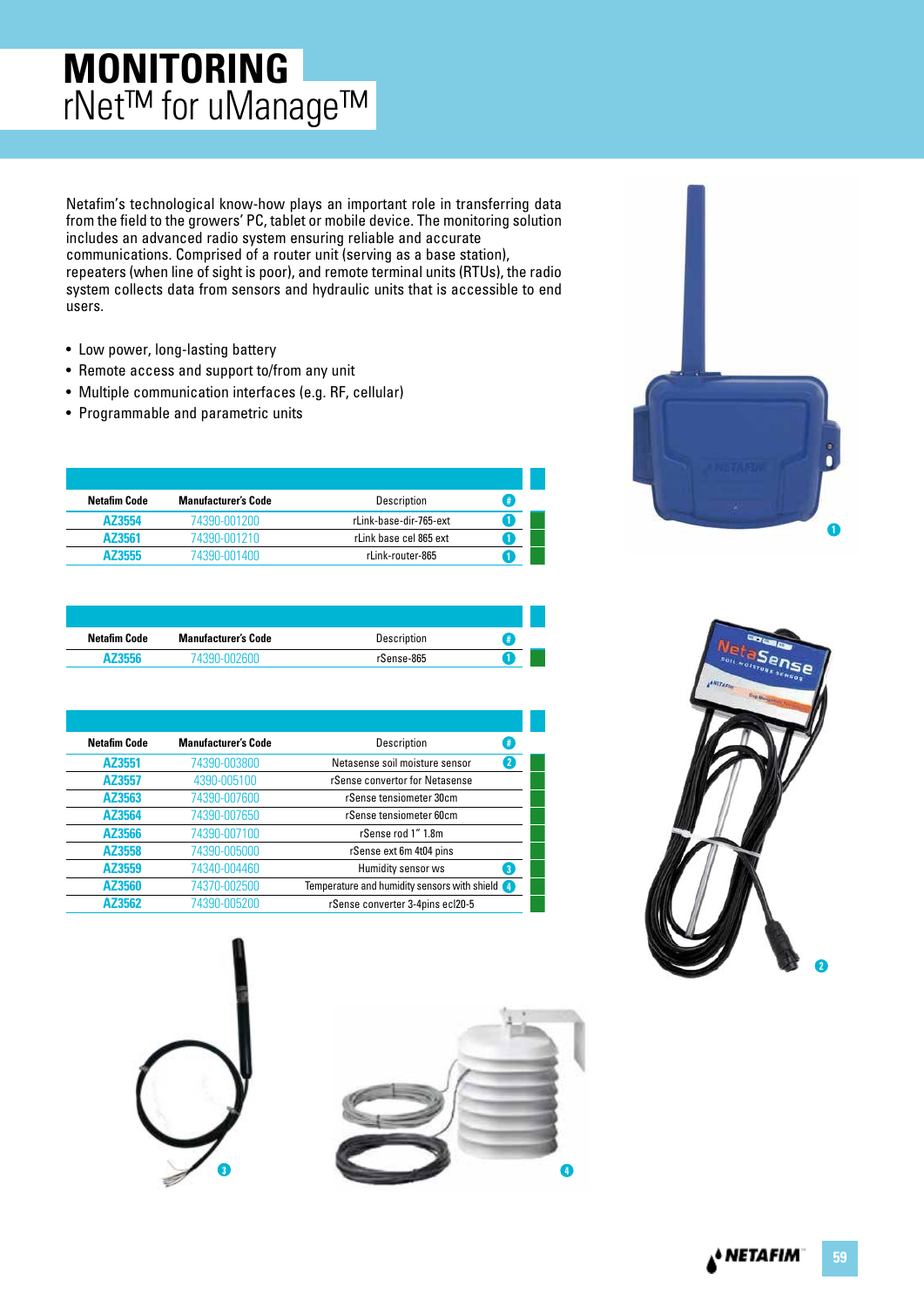# MONITORING
## rNet™ for uManage™

Netafim's technological know-how plays an important role in transferring data from the field to the growers' PC, tablet or mobile device. The monitoring solution includes an advanced radio system ensuring reliable and accurate communications. Comprised of a router unit (serving as a base station), repeaters (when line of sight is poor), and remote terminal units (RTUs), the radio system collects data from sensors and hydraulic units that is accessible to end users.

- Low power, long-lasting battery
- Remote access and support to/from any unit
- Multiple communication interfaces (e.g. RF, cellular)
- Programmable and parametric units

| Netafim Code | Manufacturer's Code | Description | # |
|---|---|---|---|
| AZ3554 | 74390-001200 | rLink-base-dir-765-ext | 1 |
| AZ3561 | 74390-001210 | rLink base cel 865 ext | 1 |
| AZ3555 | 74390-001400 | rLink-router-865 | 1 |

| Netafim Code | Manufacturer's Code | Description | # |
|---|---|---|---|
| AZ3556 | 74390-002600 | rSense-865 | 1 |

| Netafim Code | Manufacturer's Code | Description | # |
|---|---|---|---|
| AZ3551 | 74390-003800 | Netasense soil moisture sensor | 2 |
| AZ3557 | 4390-005100 | rSense convertor for Netasense | |
| AZ3563 | 74390-007600 | rSense tensiometer 30cm | |
| AZ3564 | 74390-007650 | rSense tensiometer 60cm | |
| AZ3566 | 74390-007100 | rSense rod 1" 1.8m | |
| AZ3558 | 74390-005000 | rSense ext 6m 4t04 pins | |
| AZ3559 | 74340-004460 | Humidity sensor ws | 3 |
| AZ3560 | 74370-002500 | Temperature and humidity sensors with shield | 4 |
| AZ3562 | 74390-005200 | rSense converter 3-4pins ecl20-5 | |

1

2

3

4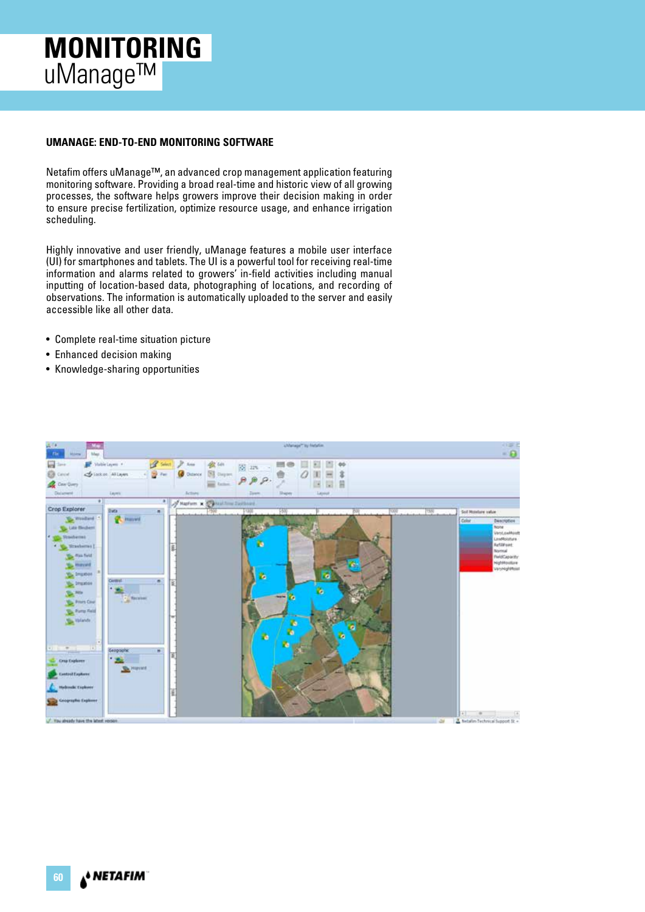# MONITORING
## uManage™

### UMANAGE: END-TO-END MONITORING SOFTWARE

Netafim offers uManage™, an advanced crop management application featuring monitoring software. Providing a broad real-time and historic view of all growing processes, the software helps growers improve their decision making in order to ensure precise fertilization, optimize resource usage, and enhance irrigation scheduling.

Highly innovative and user friendly, uManage features a mobile user interface (UI) for smartphones and tablets. The UI is a powerful tool for receiving real-time information and alarms related to growers' in-field activities including manual inputting of location-based data, photographing of locations, and recording of observations. The information is automatically uploaded to the server and easily accessible like all other data.

- Complete real-time situation picture
- Enhanced decision making
- Knowledge-sharing opportunities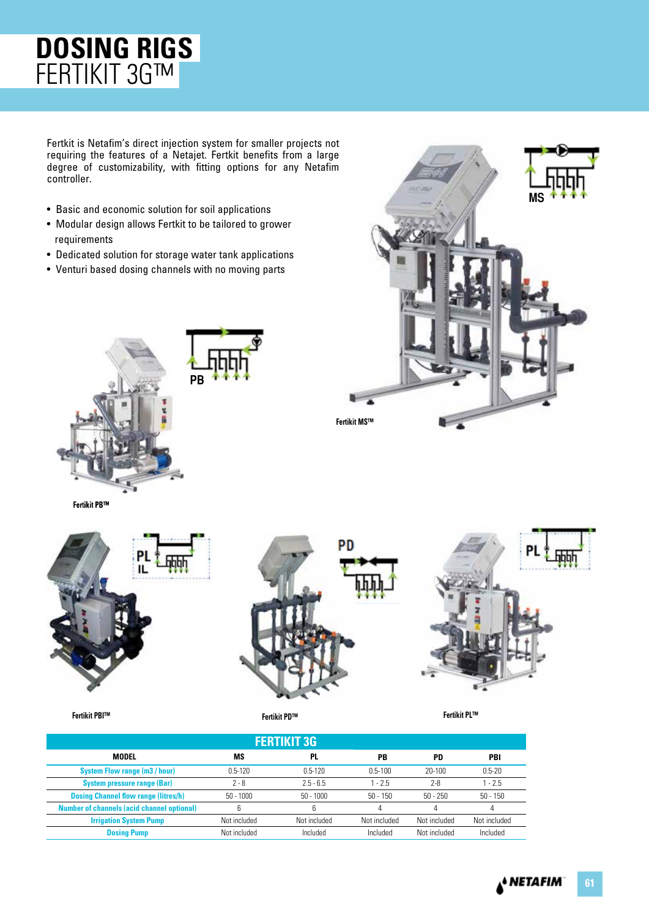# DOSING RIGS
## FERTIKIT 3G™

Fertkit is Netafim's direct injection system for smaller projects not requiring the features of a Netajet. Fertkit benefits from a large degree of customizability, with fitting options for any Netafim controller.

- Basic and economic solution for soil applications
- Modular design allows Fertkit to be tailored to grower requirements
- Dedicated solution for storage water tank applications
- Venturi based dosing channels with no moving parts

MS

Fertikit MS™

PB

Fertikit PB™

PL IL

Fertikit PBI™

PD

Fertikit PD™

PL

Fertikit PL™

| FERTIKIT 3G | | | | | |
|---|---|---|---|---|---|
| MODEL | MS | PL | PB | PD | PBI |
| System Flow range (m3 / hour) | 0.5-120 | 0.5-120 | 0.5-100 | 20-100 | 0.5-20 |
| System pressure range (Bar) | 2 - 8 | 2.5 - 6.5 | 1 - 2.5 | 2-8 | 1 - 2.5 |
| Dosing Channel flow range (litres/h) | 50 - 1000 | 50 - 1000 | 50 - 150 | 50 - 250 | 50 - 150 |
| Number of channels (acid channel optional) | 6 | 6 | 4 | 4 | 4 |
| Irrigation System Pump | Not included | Not included | Not included | Not included | Not included |
| Dosing Pump | Not included | Included | Included | Not included | Included |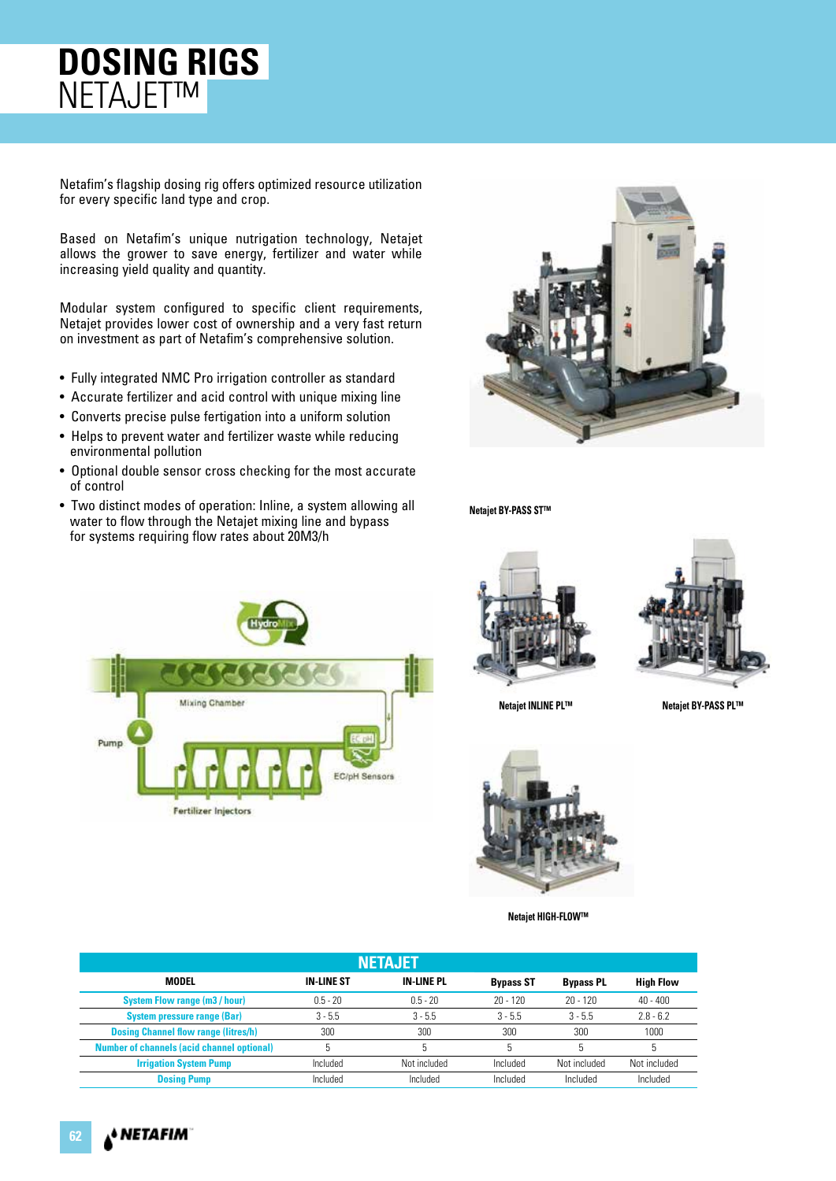# DOSING RIGS
## NETAJET™

Netafim's flagship dosing rig offers optimized resource utilization for every specific land type and crop.

Based on Netafim's unique nutrigation technology, Netajet allows the grower to save energy, fertilizer and water while increasing yield quality and quantity.

Modular system configured to specific client requirements, Netajet provides lower cost of ownership and a very fast return on investment as part of Netafim's comprehensive solution.

- Fully integrated NMC Pro irrigation controller as standard
- Accurate fertilizer and acid control with unique mixing line
- Converts precise pulse fertigation into a uniform solution
- Helps to prevent water and fertilizer waste while reducing environmental pollution
- Optional double sensor cross checking for the most accurate of control
- Two distinct modes of operation: Inline, a system allowing all water to flow through the Netajet mixing line and bypass for systems requiring flow rates about 20M3/h

HydroMix

Mixing Chamber

Pump

EC/pH Sensors

Fertilizer Injectors

Netajet BY-PASS ST™

Netajet INLINE PL™

Netajet BY-PASS PL™

Netajet HIGH-FLOW™

| NETAJET | | | | | |
|---|---|---|---|---|---|
| MODEL | IN-LINE ST | IN-LINE PL | Bypass ST | Bypass PL | High Flow |
| System Flow range (m3 / hour) | 0.5 - 20 | 0.5 - 20 | 20 - 120 | 20 - 120 | 40 - 400 |
| System pressure range (Bar) | 3 - 5.5 | 3 - 5.5 | 3 - 5.5 | 3 - 5.5 | 2.8 - 6.2 |
| Dosing Channel flow range (litres/h) | 300 | 300 | 300 | 300 | 1000 |
| Number of channels (acid channel optional) | 5 | 5 | 5 | 5 | 5 |
| Irrigation System Pump | Included | Not included | Included | Not included | Not included |
| Dosing Pump | Included | Included | Included | Included | Included |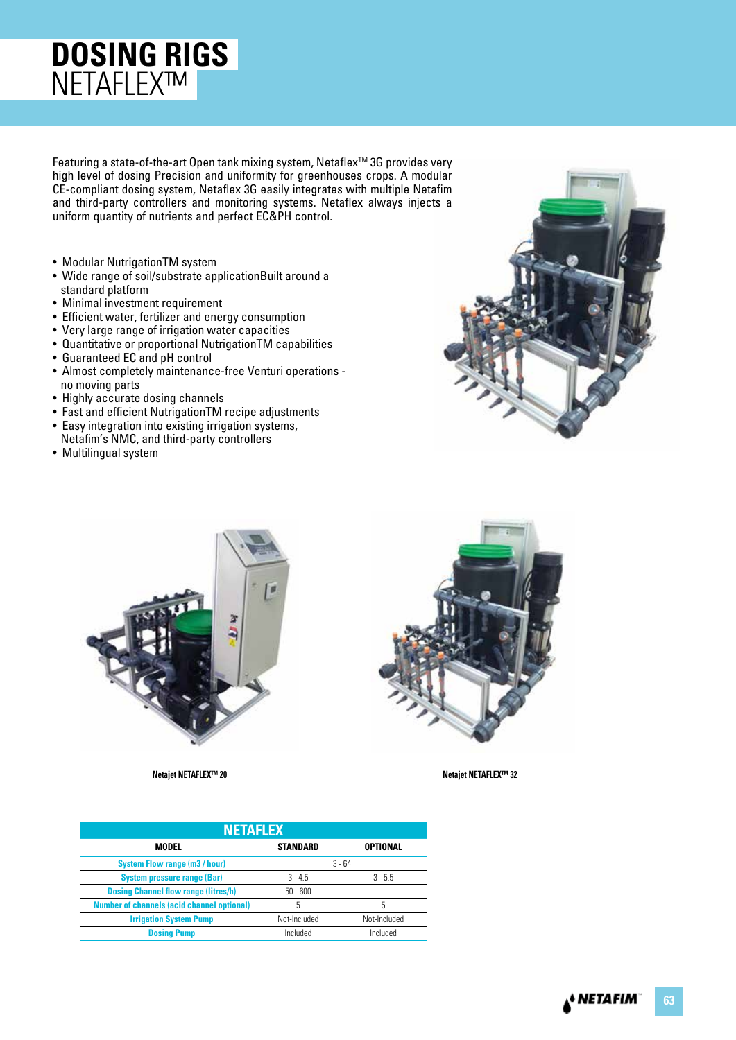# DOSING RIGS
## NETAFLEXTM

Featuring a state-of-the-art Open tank mixing system, NetaflexTM 3G provides very high level of dosing Precision and uniformity for greenhouses crops. A modular CE-compliant dosing system, Netaflex 3G easily integrates with multiple Netafim and third-party controllers and monitoring systems. Netaflex always injects a uniform quantity of nutrients and perfect EC&PH control.

- Modular NutrigationTM system
- Wide range of soil/substrate applicationBuilt around a standard platform
- Minimal investment requirement
- Efficient water, fertilizer and energy consumption
- Very large range of irrigation water capacities
- Quantitative or proportional NutrigationTM capabilities
- Guaranteed EC and pH control
- Almost completely maintenance-free Venturi operations - no moving parts
- Highly accurate dosing channels
- Fast and efficient NutrigationTM recipe adjustments
- Easy integration into existing irrigation systems, Netafim's NMC, and third-party controllers
- Multilingual system

Netajet NETAFLEXTM 20

Netajet NETAFLEXTM 32

| NETAFLEX | | |
|---|---|---|
| MODEL | STANDARD | OPTIONAL |
| System Flow range (m3 / hour) | 3 - 64 | |
| System pressure range (Bar) | 3 - 4.5 | 3 - 5.5 |
| Dosing Channel flow range (litres/h) | 50 - 600 | |
| Number of channels (acid channel optional) | 5 | 5 |
| Irrigation System Pump | Not-Included | Not-Included |
| Dosing Pump | Included | Included |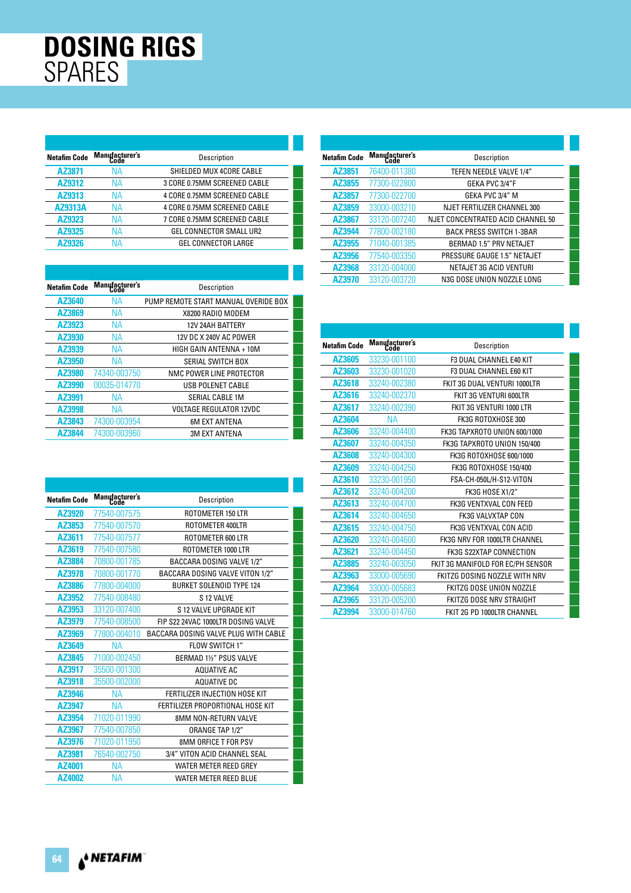# DOSING RIGS
SPARES

| Netafim Code | Manufacturer's Code | Description |
|---|---|---|
| AZ3871 | NA | SHIELDED MUX 4CORE CABLE |
| AZ9312 | NA | 3 CORE 0.75MM SCREENED CABLE |
| AZ9313 | NA | 4 CORE 0.75MM SCREENED CABLE |
| AZ9313A | NA | 4 CORE 0.75MM SCREENED CABLE |
| AZ9323 | NA | 7 CORE 0.75MM SCREENED CABLE |
| AZ9325 | NA | GEL CONNECTOR SMALL UR2 |
| AZ9326 | NA | GEL CONNECTOR LARGE |

| Netafim Code | Manufacturer's Code | Description |
|---|---|---|
| AZ3640 | NA | PUMP REMOTE START MANUAL OVERIDE BOX |
| AZ3869 | NA | X8200 RADIO MODEM |
| AZ3923 | NA | 12V 24AH BATTERY |
| AZ3930 | NA | 12V DC X 240V AC POWER |
| AZ3939 | NA | HIGH GAIN ANTENNA + 10M |
| AZ3950 | NA | SERIAL SWITCH BOX |
| AZ3980 | 74340-003750 | NMC POWER LINE PROTECTOR |
| AZ3990 | 00035-014770 | USB POLENET CABLE |
| AZ3991 | NA | SERIAL CABLE 1M |
| AZ3998 | NA | VOLTAGE REGULATOR 12VDC |
| AZ3843 | 74300-003954 | 6M EXT ANTENA |
| AZ3844 | 74300-003960 | 3M EXT ANTENA |

| Netafim Code | Manufacturer's Code | Description |
|---|---|---|
| AZ3920 | 77540-007575 | ROTOMETER 150 LTR |
| AZ3853 | 77540-007570 | ROTOMETER 400LTR |
| AZ3611 | 77540-007577 | ROTOMETER 600 LTR |
| AZ3619 | 77540-007580 | ROTOMETER 1000 LTR |
| AZ3884 | 70800-001785 | BACCARA DOSING VALVE 1/2" |
| AZ3978 | 70800-001770 | BACCARA DOSING VALVE VITON 1/2" |
| AZ3886 | 77800-004000 | BURKET SOLENOID TYPE 124 |
| AZ3952 | 77540-008480 | S 12 VALVE |
| AZ3953 | 33120-007400 | S 12 VALVE UPGRADE KIT |
| AZ3979 | 77540-008500 | FIP S22 24VAC 1000LTR DOSING VALVE |
| AZ3969 | 77800-004010 | BACCARA DOSING VALVE PLUG WITH CABLE |
| AZ3649 | NA | FLOW SWITCH 1" |
| AZ3845 | 71000-002450 | BERMAD 1½" PSUS VALVE |
| AZ3917 | 35500-001300 | AQUATIVE AC |
| AZ3918 | 35500-002000 | AQUATIVE DC |
| AZ3946 | NA | FERTILIZER INJECTION HOSE KIT |
| AZ3947 | NA | FERTILIZER PROPORTIONAL HOSE KIT |
| AZ3954 | 71020-011990 | 8MM NON-RETURN VALVE |
| AZ3967 | 77540-007850 | ORANGE TAP 1/2" |
| AZ3976 | 71020-011950 | 8MM ORFICE T FOR PSV |
| AZ3981 | 76540-002750 | 3/4" VITON ACID CHANNEL SEAL |
| AZ4001 | NA | WATER METER REED GREY |
| AZ4002 | NA | WATER METER REED BLUE |

| Netafim Code | Manufacturer's Code | Description |
|---|---|---|
| AZ3851 | 76400-011380 | TEFEN NEEDLE VALVE 1/4" |
| AZ3855 | 77300-022800 | GEKA PVC 3/4"F |
| AZ3857 | 77300-022700 | GEKA PVC 3/4" M |
| AZ3859 | 33000-003210 | NJET FERTILIZER CHANNEL 300 |
| AZ3867 | 33120-007240 | NJET CONCENTRATED ACID CHANNEL 50 |
| AZ3944 | 77800-002180 | BACK PRESS SWITCH 1-3BAR |
| AZ3955 | 71040-001385 | BERMAD 1.5" PRV NETAJET |
| AZ3956 | 77540-003350 | PRESSURE GAUGE 1.5" NETAJET |
| AZ3968 | 33120-004000 | NETAJET 3G ACID VENTURI |
| AZ3970 | 33120-003720 | N3G DOSE UNION NOZZLE LONG |

| Netafim Code | Manufacturer's Code | Description |
|---|---|---|
| AZ3605 | 33230-001100 | F3 DUAL CHANNEL E40 KIT |
| AZ3603 | 33230-001020 | F3 DUAL CHANNEL E60 KIT |
| AZ3618 | 33240-002380 | FKIT 3G DUAL VENTURI 1000LTR |
| AZ3616 | 33240-002370 | FKIT 3G VENTURI 600LTR |
| AZ3617 | 33240-002390 | FKIT 3G VENTURI 1000 LTR |
| AZ3604 | NA | FK3G ROTOXHOSE 300 |
| AZ3606 | 33240-004400 | FK3G TAPXROTO UNION 600/1000 |
| AZ3607 | 33240-004350 | FK3G TAPXROTO UNION 150/400 |
| AZ3608 | 33240-004300 | FK3G ROTOXHOSE 600/1000 |
| AZ3609 | 33240-004250 | FK3G ROTOXHOSE 150/400 |
| AZ3610 | 33230-001950 | FSA-CH-050L/H-S12-VITON |
| AZ3612 | 33240-004200 | FK3G HOSE X1/2" |
| AZ3613 | 33240-004700 | FK3G VENTXVAL CON FEED |
| AZ3614 | 33240-004650 | FK3G VALVXTAP CON |
| AZ3615 | 33240-004750 | FK3G VENTXVAL CON ACID |
| AZ3620 | 33240-004600 | FK3G NRV FOR 1000LTR CHANNEL |
| AZ3621 | 33240-004450 | FK3G S22XTAP CONNECTION |
| AZ3885 | 33240-003050 | FKIT 3G MANIFOLD FOR EC/PH SENSOR |
| AZ3963 | 33000-005690 | FKITZG DOSING NOZZLE WITH NRV |
| AZ3964 | 33000-005683 | FKITZG DOSE UNION NOZZLE |
| AZ3965 | 33120-005200 | FKITZG DOSE NRV STRAIGHT |
| AZ3994 | 33000-014760 | FKIT 2G PD 1000LTR CHANNEL |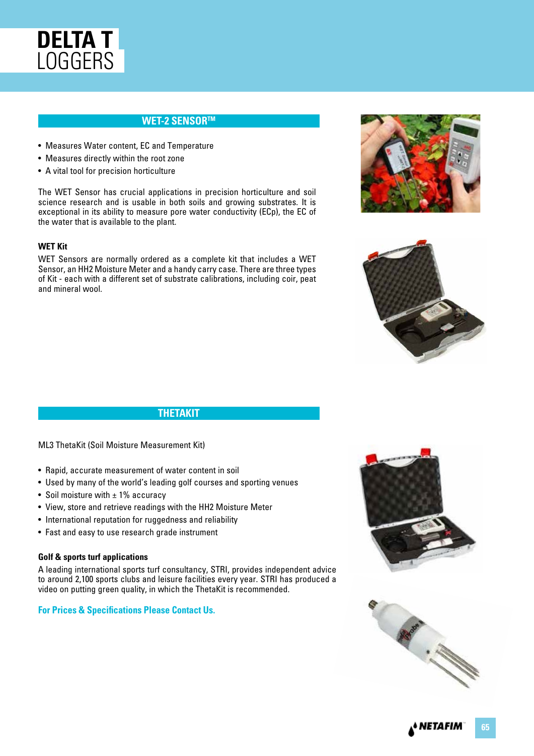# DELTA T LOGGERS

## WET-2 SENSOR™

- Measures Water content, EC and Temperature
- Measures directly within the root zone
- A vital tool for precision horticulture

The WET Sensor has crucial applications in precision horticulture and soil science research and is usable in both soils and growing substrates. It is exceptional in its ability to measure pore water conductivity (ECp), the EC of the water that is available to the plant.

### WET Kit

WET Sensors are normally ordered as a complete kit that includes a WET Sensor, an HH2 Moisture Meter and a handy carry case. There are three types of Kit - each with a different set of substrate calibrations, including coir, peat and mineral wool.

## THETAKIT

ML3 ThetaKit (Soil Moisture Measurement Kit)

- Rapid, accurate measurement of water content in soil
- Used by many of the world's leading golf courses and sporting venues
- Soil moisture with ± 1% accuracy
- View, store and retrieve readings with the HH2 Moisture Meter
- International reputation for ruggedness and reliability
- Fast and easy to use research grade instrument

### Golf & sports turf applications

A leading international sports turf consultancy, STRI, provides independent advice to around 2,100 sports clubs and leisure facilities every year. STRI has produced a video on putting green quality, in which the ThetaKit is recommended.

**For Prices & Specifications Please Contact Us.**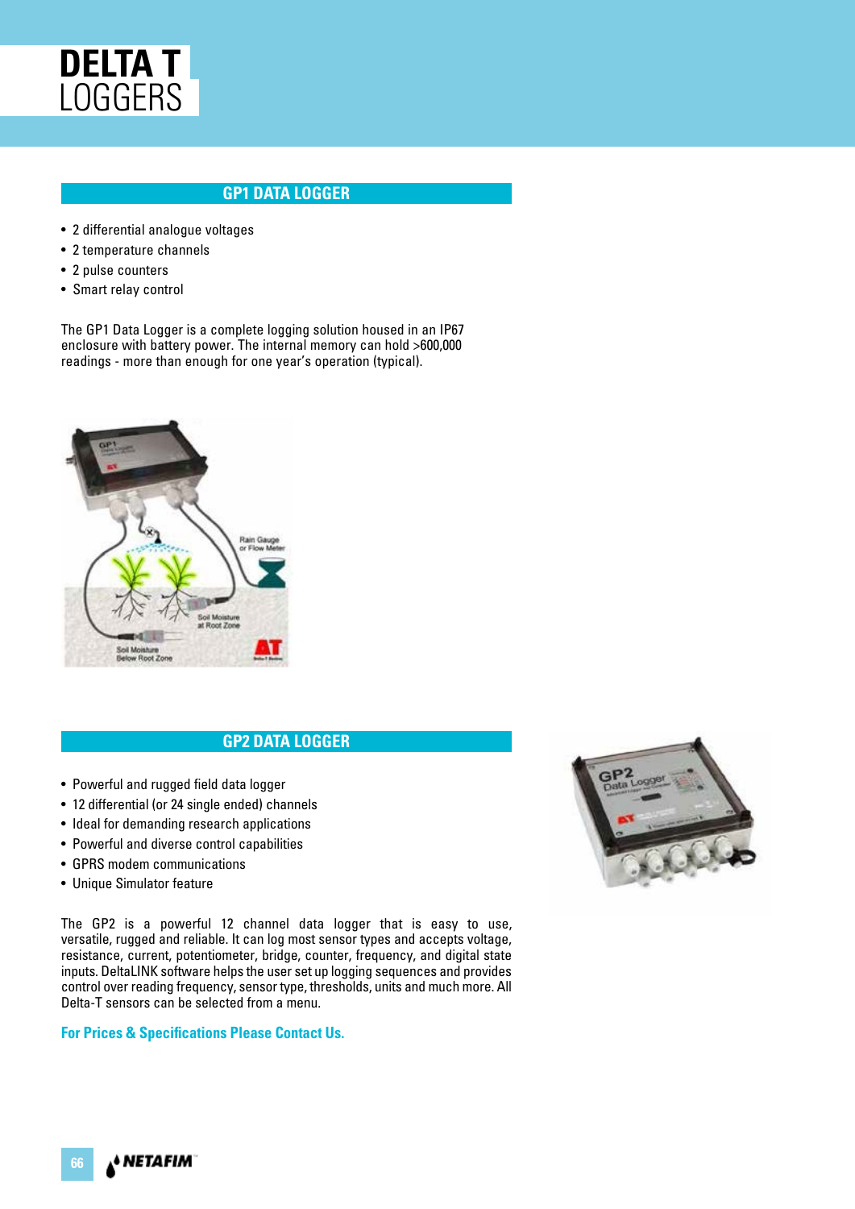# DELTA T LOGGERS

## GP1 DATA LOGGER

- 2 differential analogue voltages
- 2 temperature channels
- 2 pulse counters
- Smart relay control

The GP1 Data Logger is a complete logging solution housed in an IP67 enclosure with battery power. The internal memory can hold >600,000 readings - more than enough for one year's operation (typical).

## GP2 DATA LOGGER

- Powerful and rugged field data logger
- 12 differential (or 24 single ended) channels
- Ideal for demanding research applications
- Powerful and diverse control capabilities
- GPRS modem communications
- Unique Simulator feature

The GP2 is a powerful 12 channel data logger that is easy to use, versatile, rugged and reliable. It can log most sensor types and accepts voltage, resistance, current, potentiometer, bridge, counter, frequency, and digital state inputs. DeltaLINK software helps the user set up logging sequences and provides control over reading frequency, sensor type, thresholds, units and much more. All Delta-T sensors can be selected from a menu.

**For Prices & Specifications Please Contact Us.**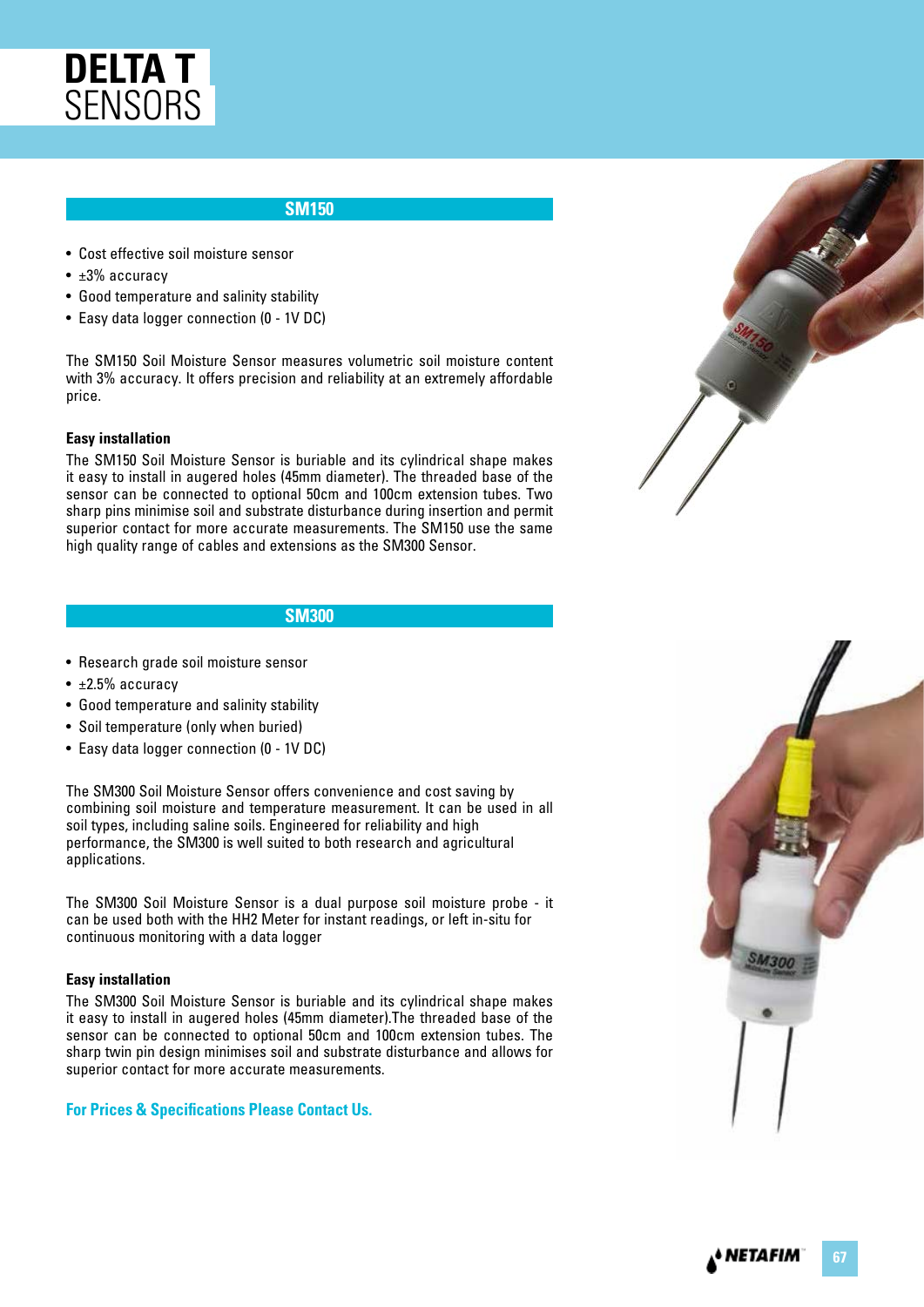# DELTA T SENSORS

## SM150

- Cost effective soil moisture sensor
- ±3% accuracy
- Good temperature and salinity stability
- Easy data logger connection (0 - 1V DC)

The SM150 Soil Moisture Sensor measures volumetric soil moisture content with 3% accuracy. It offers precision and reliability at an extremely affordable price.

**Easy installation**

The SM150 Soil Moisture Sensor is buriable and its cylindrical shape makes it easy to install in augered holes (45mm diameter). The threaded base of the sensor can be connected to optional 50cm and 100cm extension tubes. Two sharp pins minimise soil and substrate disturbance during insertion and permit superior contact for more accurate measurements. The SM150 use the same high quality range of cables and extensions as the SM300 Sensor.

## SM300

- Research grade soil moisture sensor
- ±2.5% accuracy
- Good temperature and salinity stability
- Soil temperature (only when buried)
- Easy data logger connection (0 - 1V DC)

The SM300 Soil Moisture Sensor offers convenience and cost saving by combining soil moisture and temperature measurement. It can be used in all soil types, including saline soils. Engineered for reliability and high performance, the SM300 is well suited to both research and agricultural applications.

The SM300 Soil Moisture Sensor is a dual purpose soil moisture probe - it can be used both with the HH2 Meter for instant readings, or left in-situ for continuous monitoring with a data logger

**Easy installation**

The SM300 Soil Moisture Sensor is buriable and its cylindrical shape makes it easy to install in augered holes (45mm diameter).The threaded base of the sensor can be connected to optional 50cm and 100cm extension tubes. The sharp twin pin design minimises soil and substrate disturbance and allows for superior contact for more accurate measurements.

**For Prices & Specifications Please Contact Us.**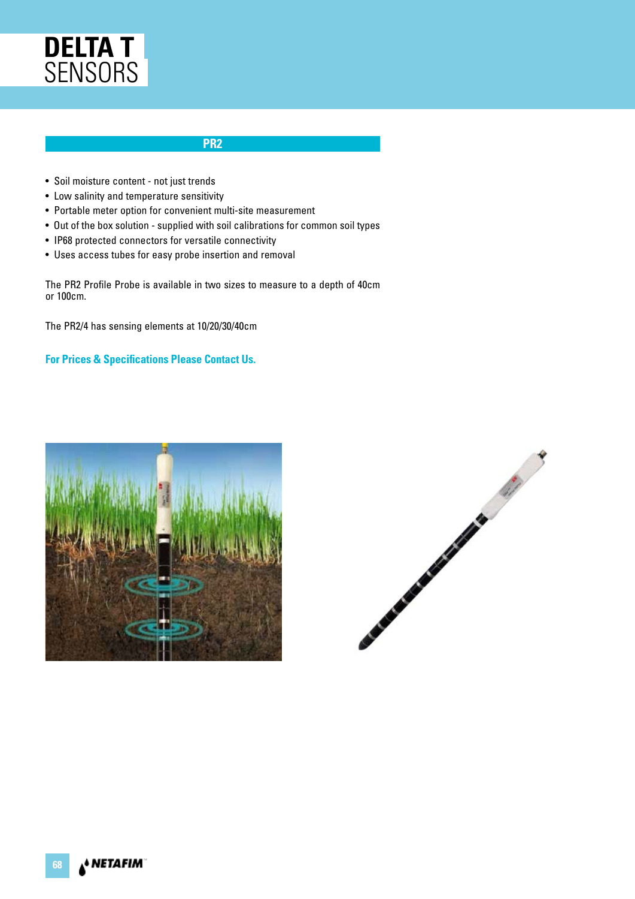# DELTA T SENSORS

## PR2

- Soil moisture content - not just trends
- Low salinity and temperature sensitivity
- Portable meter option for convenient multi-site measurement
- Out of the box solution - supplied with soil calibrations for common soil types
- IP68 protected connectors for versatile connectivity
- Uses access tubes for easy probe insertion and removal

The PR2 Profile Probe is available in two sizes to measure to a depth of 40cm or 100cm.

The PR2/4 has sensing elements at 10/20/30/40cm

**For Prices & Specifications Please Contact Us.**